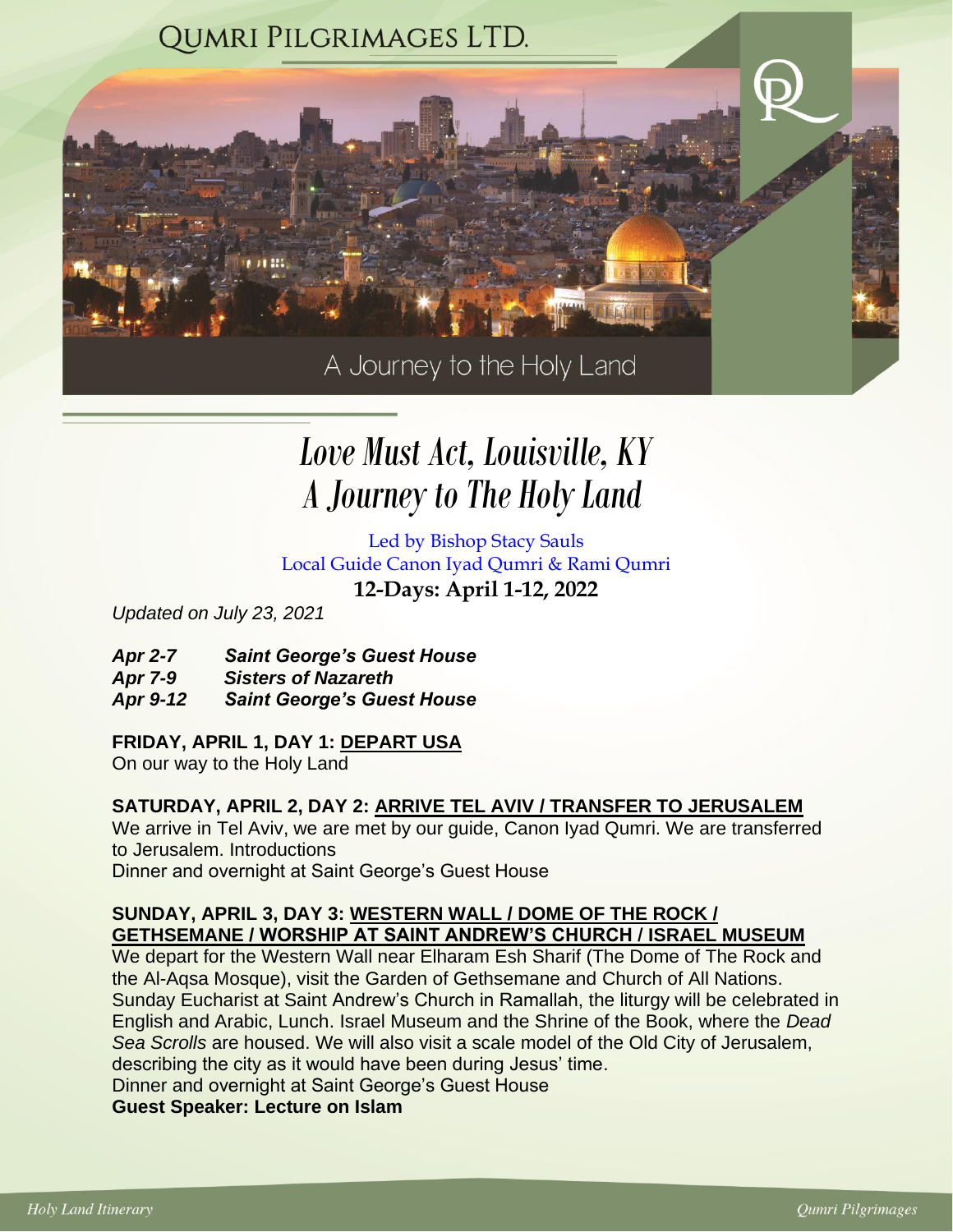# QUMRI PILGRIMAGES LTD.

A Journey to the Holy Land

# *Love Must Act, Louisville, KY*
# *A Journey to The Holy Land*

Led by Bishop Stacy Sauls
Local Guide Canon Iyad Qumri & Rami Qumri

**12-Days: April 1-12, 2022**

*Updated on July 23, 2021*

***Apr 2-7*** ***Saint George's Guest House***
***Apr 7-9*** ***Sisters of Nazareth***
***Apr 9-12*** ***Saint George's Guest House***

**FRIDAY, APRIL 1, DAY 1: DEPART USA**
On our way to the Holy Land

**SATURDAY, APRIL 2, DAY 2: ARRIVE TEL AVIV / TRANSFER TO JERUSALEM**
We arrive in Tel Aviv, we are met by our guide, Canon Iyad Qumri. We are transferred to Jerusalem. Introductions
Dinner and overnight at Saint George's Guest House

**SUNDAY, APRIL 3, DAY 3: WESTERN WALL / DOME OF THE ROCK / GETHSEMANE / WORSHIP AT SAINT ANDREW'S CHURCH / ISRAEL MUSEUM**
We depart for the Western Wall near Elharam Esh Sharif (The Dome of The Rock and the Al-Aqsa Mosque), visit the Garden of Gethsemane and Church of All Nations. Sunday Eucharist at Saint Andrew's Church in Ramallah, the liturgy will be celebrated in English and Arabic, Lunch. Israel Museum and the Shrine of the Book, where the *Dead Sea Scrolls* are housed. We will also visit a scale model of the Old City of Jerusalem, describing the city as it would have been during Jesus' time.
Dinner and overnight at Saint George's Guest House
**Guest Speaker: Lecture on Islam**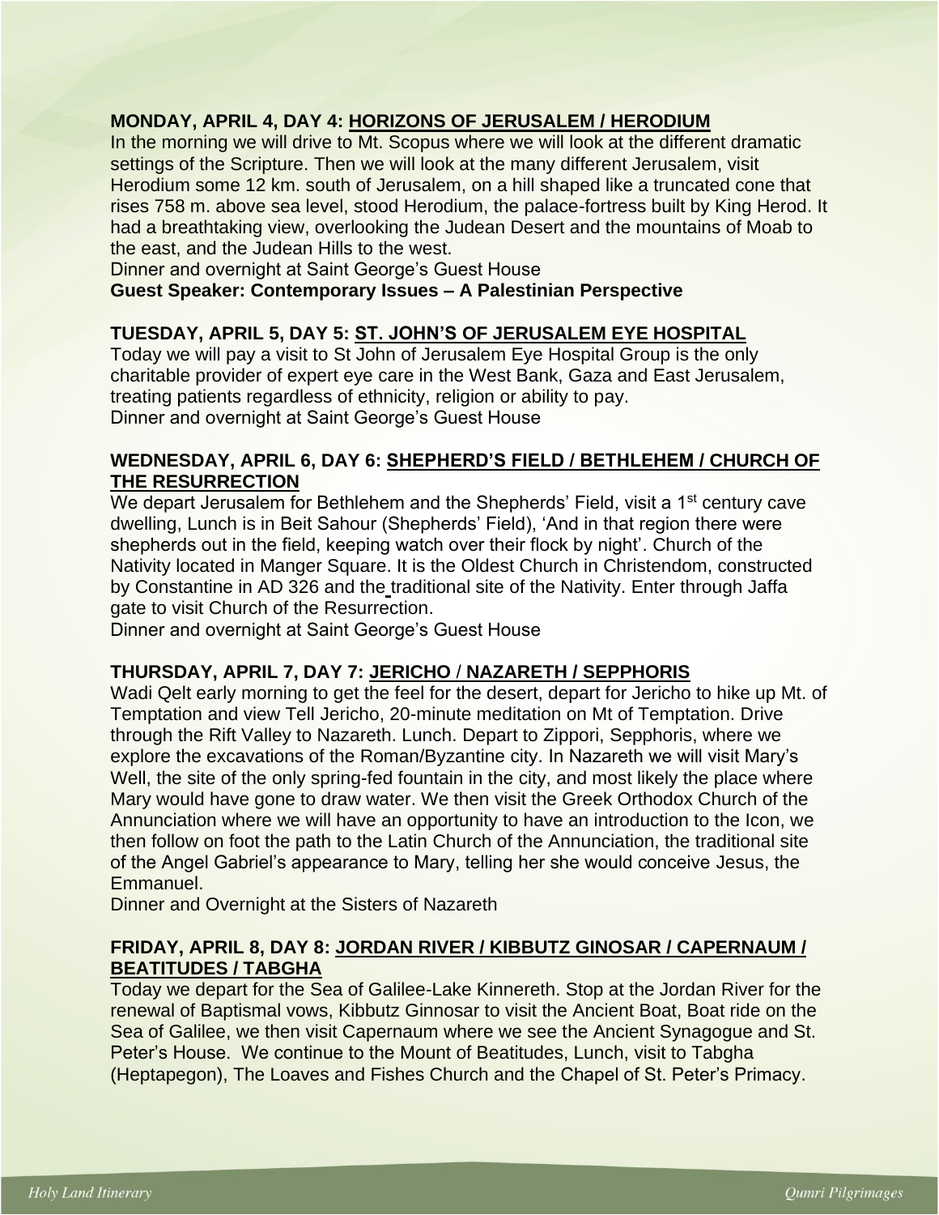**MONDAY, APRIL 4, DAY 4: HORIZONS OF JERUSALEM / HERODIUM**

In the morning we will drive to Mt. Scopus where we will look at the different dramatic settings of the Scripture. Then we will look at the many different Jerusalem, visit Herodium some 12 km. south of Jerusalem, on a hill shaped like a truncated cone that rises 758 m. above sea level, stood Herodium, the palace-fortress built by King Herod. It had a breathtaking view, overlooking the Judean Desert and the mountains of Moab to the east, and the Judean Hills to the west.

Dinner and overnight at Saint George's Guest House

**Guest Speaker: Contemporary Issues – A Palestinian Perspective**

**TUESDAY, APRIL 5, DAY 5: ST. JOHN'S OF JERUSALEM EYE HOSPITAL**

Today we will pay a visit to St John of Jerusalem Eye Hospital Group is the only charitable provider of expert eye care in the West Bank, Gaza and East Jerusalem, treating patients regardless of ethnicity, religion or ability to pay.

Dinner and overnight at Saint George's Guest House

**WEDNESDAY, APRIL 6, DAY 6: SHEPHERD'S FIELD / BETHLEHEM / CHURCH OF THE RESURRECTION**

We depart Jerusalem for Bethlehem and the Shepherds' Field, visit a 1st century cave dwelling, Lunch is in Beit Sahour (Shepherds' Field), 'And in that region there were shepherds out in the field, keeping watch over their flock by night'. Church of the Nativity located in Manger Square. It is the Oldest Church in Christendom, constructed by Constantine in AD 326 and the traditional site of the Nativity. Enter through Jaffa gate to visit Church of the Resurrection.

Dinner and overnight at Saint George's Guest House

**THURSDAY, APRIL 7, DAY 7: JERICHO / NAZARETH / SEPPHORIS**

Wadi Qelt early morning to get the feel for the desert, depart for Jericho to hike up Mt. of Temptation and view Tell Jericho, 20-minute meditation on Mt of Temptation. Drive through the Rift Valley to Nazareth. Lunch. Depart to Zippori, Sepphoris, where we explore the excavations of the Roman/Byzantine city. In Nazareth we will visit Mary's Well, the site of the only spring-fed fountain in the city, and most likely the place where Mary would have gone to draw water. We then visit the Greek Orthodox Church of the Annunciation where we will have an opportunity to have an introduction to the Icon, we then follow on foot the path to the Latin Church of the Annunciation, the traditional site of the Angel Gabriel's appearance to Mary, telling her she would conceive Jesus, the Emmanuel.

Dinner and Overnight at the Sisters of Nazareth

**FRIDAY, APRIL 8, DAY 8: JORDAN RIVER / KIBBUTZ GINOSAR / CAPERNAUM / BEATITUDES / TABGHA**

Today we depart for the Sea of Galilee-Lake Kinnereth. Stop at the Jordan River for the renewal of Baptismal vows, Kibbutz Ginnosar to visit the Ancient Boat, Boat ride on the Sea of Galilee, we then visit Capernaum where we see the Ancient Synagogue and St. Peter's House. We continue to the Mount of Beatitudes, Lunch, visit to Tabgha (Heptapegon), The Loaves and Fishes Church and the Chapel of St. Peter's Primacy.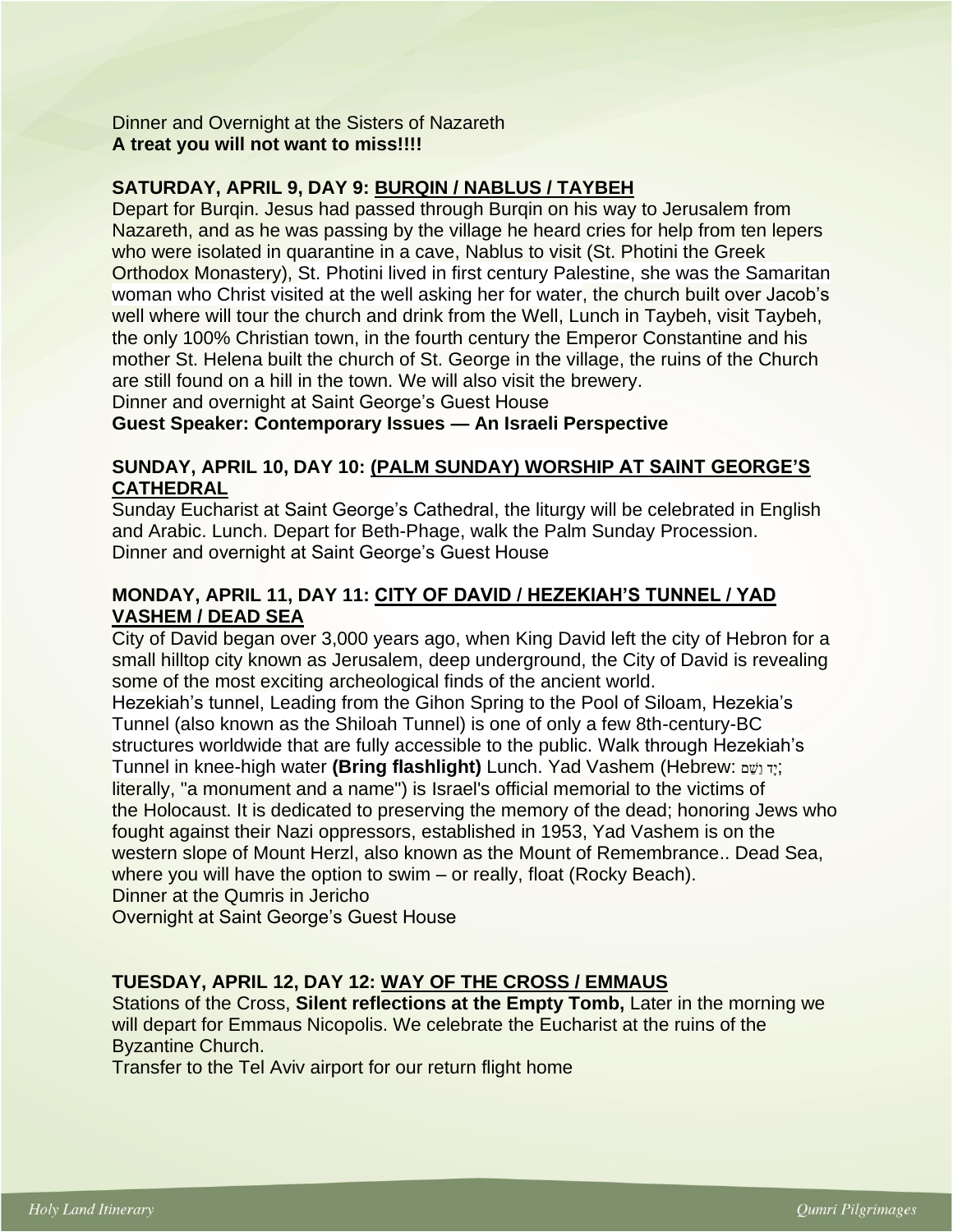Dinner and Overnight at the Sisters of Nazareth
**A treat you will not want to miss!!!!**

### SATURDAY, APRIL 9, DAY 9: BURQIN / NABLUS / TAYBEH

Depart for Burqin. Jesus had passed through Burqin on his way to Jerusalem from Nazareth, and as he was passing by the village he heard cries for help from ten lepers who were isolated in quarantine in a cave, Nablus to visit (St. Photini the Greek Orthodox Monastery), St. Photini lived in first century Palestine, she was the Samaritan woman who Christ visited at the well asking her for water, the church built over Jacob's well where will tour the church and drink from the Well, Lunch in Taybeh, visit Taybeh, the only 100% Christian town, in the fourth century the Emperor Constantine and his mother St. Helena built the church of St. George in the village, the ruins of the Church are still found on a hill in the town. We will also visit the brewery.
Dinner and overnight at Saint George's Guest House
**Guest Speaker: Contemporary Issues — An Israeli Perspective**

### SUNDAY, APRIL 10, DAY 10: (PALM SUNDAY) WORSHIP AT SAINT GEORGE'S CATHEDRAL

Sunday Eucharist at Saint George's Cathedral, the liturgy will be celebrated in English and Arabic. Lunch. Depart for Beth-Phage, walk the Palm Sunday Procession.
Dinner and overnight at Saint George's Guest House

### MONDAY, APRIL 11, DAY 11: CITY OF DAVID / HEZEKIAH'S TUNNEL / YAD VASHEM / DEAD SEA

City of David began over 3,000 years ago, when King David left the city of Hebron for a small hilltop city known as Jerusalem, deep underground, the City of David is revealing some of the most exciting archeological finds of the ancient world.
Hezekiah's tunnel, Leading from the Gihon Spring to the Pool of Siloam, Hezekia's Tunnel (also known as the Shiloah Tunnel) is one of only a few 8th-century-BC structures worldwide that are fully accessible to the public. Walk through Hezekiah's Tunnel in knee-high water **(Bring flashlight)** Lunch. Yad Vashem (Hebrew: יָד וָשֵׁם; literally, "a monument and a name") is Israel's official memorial to the victims of the Holocaust. It is dedicated to preserving the memory of the dead; honoring Jews who fought against their Nazi oppressors, established in 1953, Yad Vashem is on the western slope of Mount Herzl, also known as the Mount of Remembrance.. Dead Sea, where you will have the option to swim – or really, float (Rocky Beach).
Dinner at the Qumris in Jericho
Overnight at Saint George's Guest House

### TUESDAY, APRIL 12, DAY 12: WAY OF THE CROSS / EMMAUS

Stations of the Cross, **Silent reflections at the Empty Tomb,** Later in the morning we will depart for Emmaus Nicopolis. We celebrate the Eucharist at the ruins of the Byzantine Church.
Transfer to the Tel Aviv airport for our return flight home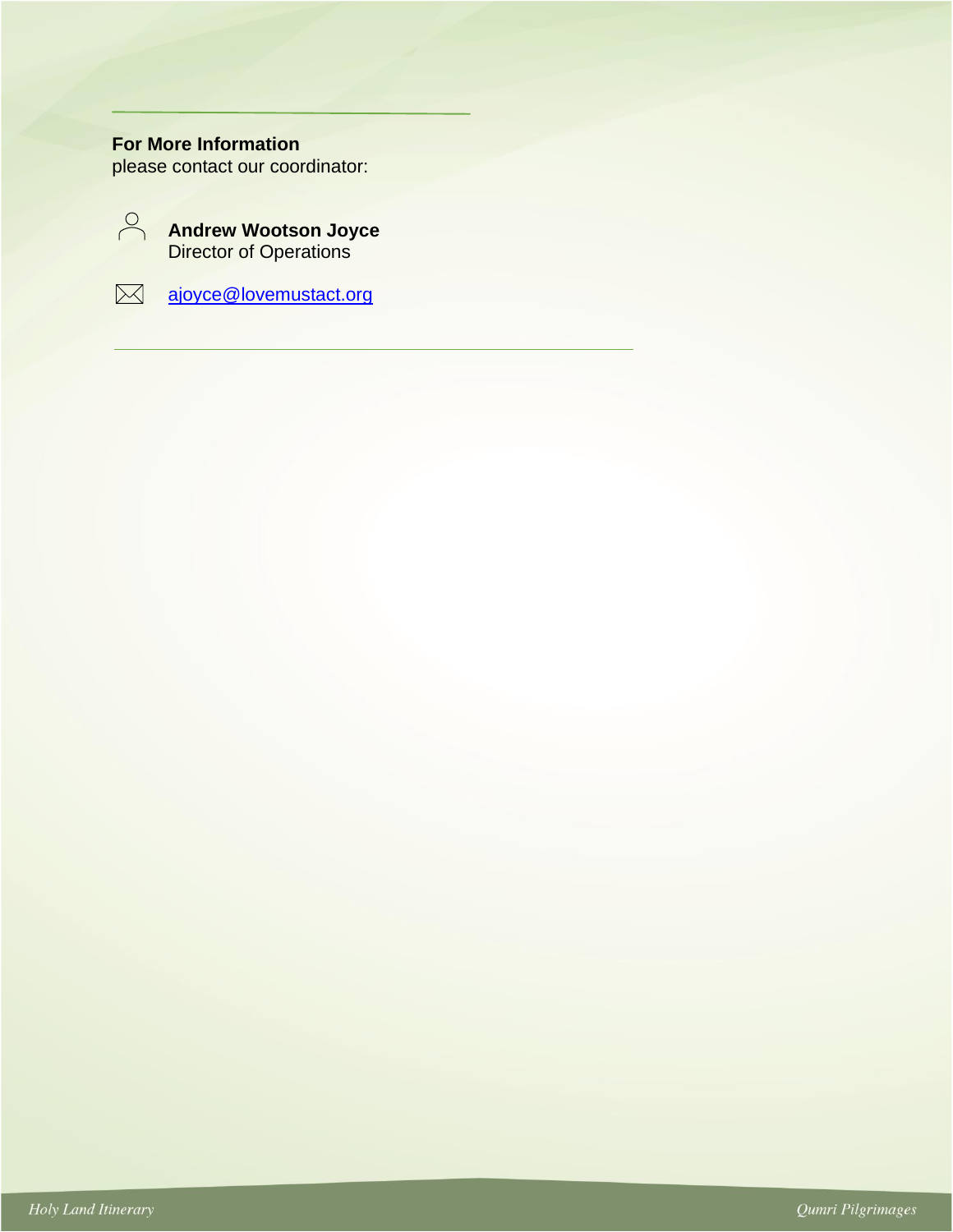**For More Information**
please contact our coordinator:

**Andrew Wootson Joyce**
Director of Operations

ajoyce@lovemustact.org